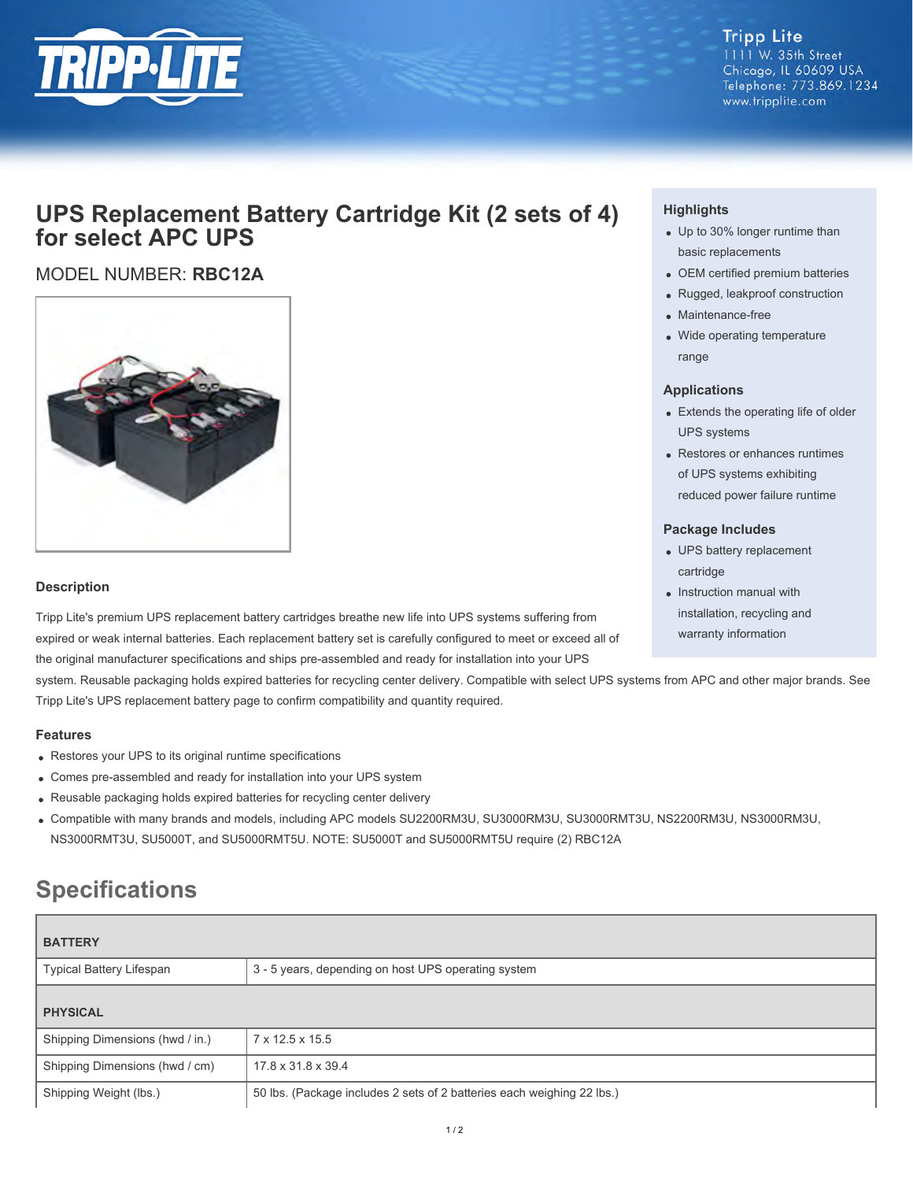Tripp Lite
1111 W. 35th Street
Chicago, IL 60609 USA
Telephone: 773.869.1234
www.tripplite.com

# UPS Replacement Battery Cartridge Kit (2 sets of 4) for select APC UPS

MODEL NUMBER: **RBC12A**

### Highlights

- Up to 30% longer runtime than basic replacements
- OEM certified premium batteries
- Rugged, leakproof construction
- Maintenance-free
- Wide operating temperature range

### Applications

- Extends the operating life of older UPS systems
- Restores or enhances runtimes of UPS systems exhibiting reduced power failure runtime

### Package Includes

- UPS battery replacement cartridge
- Instruction manual with installation, recycling and warranty information

### Description

Tripp Lite's premium UPS replacement battery cartridges breathe new life into UPS systems suffering from expired or weak internal batteries. Each replacement battery set is carefully configured to meet or exceed all of the original manufacturer specifications and ships pre-assembled and ready for installation into your UPS system. Reusable packaging holds expired batteries for recycling center delivery. Compatible with select UPS systems from APC and other major brands. See Tripp Lite's UPS replacement battery page to confirm compatibility and quantity required.

### Features

- Restores your UPS to its original runtime specifications
- Comes pre-assembled and ready for installation into your UPS system
- Reusable packaging holds expired batteries for recycling center delivery
- Compatible with many brands and models, including APC models SU2200RM3U, SU3000RM3U, SU3000RMT3U, NS2200RM3U, NS3000RM3U, NS3000RMT3U, SU5000T, and SU5000RMT5U. NOTE: SU5000T and SU5000RMT5U require (2) RBC12A

## Specifications

| **BATTERY** | |
|---|---|
| Typical Battery Lifespan | 3 - 5 years, depending on host UPS operating system |
| **PHYSICAL** | |
| Shipping Dimensions (hwd / in.) | 7 x 12.5 x 15.5 |
| Shipping Dimensions (hwd / cm) | 17.8 x 31.8 x 39.4 |
| Shipping Weight (lbs.) | 50 lbs. (Package includes 2 sets of 2 batteries each weighing 22 lbs.) |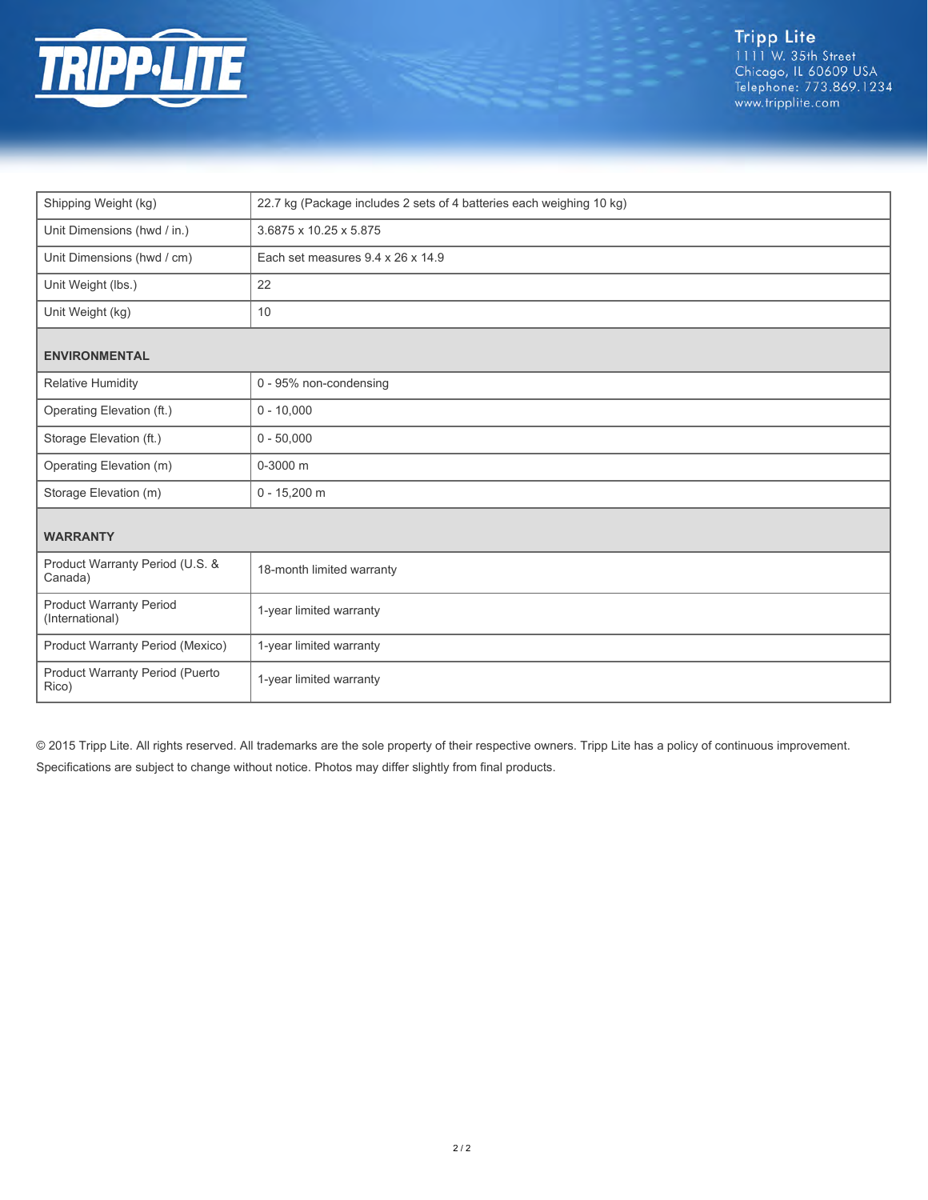| | |
|---|---|
| Shipping Weight (kg) | 22.7 kg (Package includes 2 sets of 4 batteries each weighing 10 kg) |
| Unit Dimensions (hwd / in.) | 3.6875 x 10.25 x 5.875 |
| Unit Dimensions (hwd / cm) | Each set measures 9.4 x 26 x 14.9 |
| Unit Weight (lbs.) | 22 |
| Unit Weight (kg) | 10 |
| **ENVIRONMENTAL** | |
| Relative Humidity | 0 - 95% non-condensing |
| Operating Elevation (ft.) | 0 - 10,000 |
| Storage Elevation (ft.) | 0 - 50,000 |
| Operating Elevation (m) | 0-3000 m |
| Storage Elevation (m) | 0 - 15,200 m |
| **WARRANTY** | |
| Product Warranty Period (U.S. & Canada) | 18-month limited warranty |
| Product Warranty Period (International) | 1-year limited warranty |
| Product Warranty Period (Mexico) | 1-year limited warranty |
| Product Warranty Period (Puerto Rico) | 1-year limited warranty |

© 2015 Tripp Lite. All rights reserved. All trademarks are the sole property of their respective owners. Tripp Lite has a policy of continuous improvement. Specifications are subject to change without notice. Photos may differ slightly from final products.